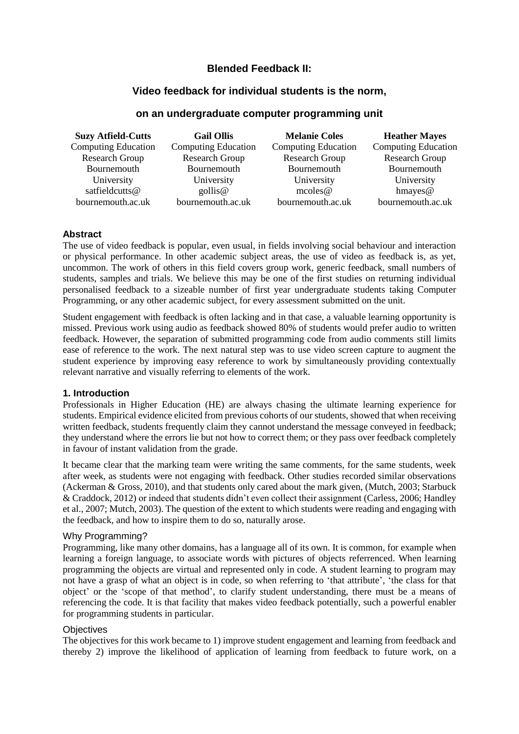# Blended Feedback II:

## Video feedback for individual students is the norm,

## on an undergraduate computer programming unit

**Suzy Atfield-Cutts**
Computing Education Research Group
Bournemouth University
satfieldcutts@bournemouth.ac.uk

**Gail Ollis**
Computing Education Research Group
Bournemouth University
gollis@bournemouth.ac.uk

**Melanie Coles**
Computing Education Research Group
Bournemouth University
mcoles@bournemouth.ac.uk

**Heather Mayes**
Computing Education Research Group
Bournemouth University
hmayes@bournemouth.ac.uk

### Abstract

The use of video feedback is popular, even usual, in fields involving social behaviour and interaction or physical performance. In other academic subject areas, the use of video as feedback is, as yet, uncommon. The work of others in this field covers group work, generic feedback, small numbers of students, samples and trials. We believe this may be one of the first studies on returning individual personalised feedback to a sizeable number of first year undergraduate students taking Computer Programming, or any other academic subject, for every assessment submitted on the unit.

Student engagement with feedback is often lacking and in that case, a valuable learning opportunity is missed. Previous work using audio as feedback showed 80% of students would prefer audio to written feedback. However, the separation of submitted programming code from audio comments still limits ease of reference to the work. The next natural step was to use video screen capture to augment the student experience by improving easy reference to work by simultaneously providing contextually relevant narrative and visually referring to elements of the work.

### 1. Introduction

Professionals in Higher Education (HE) are always chasing the ultimate learning experience for students. Empirical evidence elicited from previous cohorts of our students, showed that when receiving written feedback, students frequently claim they cannot understand the message conveyed in feedback; they understand where the errors lie but not how to correct them; or they pass over feedback completely in favour of instant validation from the grade.

It became clear that the marking team were writing the same comments, for the same students, week after week, as students were not engaging with feedback. Other studies recorded similar observations (Ackerman & Gross, 2010), and that students only cared about the mark given, (Mutch, 2003; Starbuck & Craddock, 2012) or indeed that students didn't even collect their assignment (Carless, 2006; Handley et al., 2007; Mutch, 2003). The question of the extent to which students were reading and engaging with the feedback, and how to inspire them to do so, naturally arose.

#### Why Programming?

Programming, like many other domains, has a language all of its own. It is common, for example when learning a foreign language, to associate words with pictures of objects referrenced. When learning programming the objects are virtual and represented only in code. A student learning to program may not have a grasp of what an object is in code, so when referring to 'that attribute', 'the class for that object' or the 'scope of that method', to clarify student understanding, there must be a means of referencing the code. It is that facility that makes video feedback potentially, such a powerful enabler for programming students in particular.

#### Objectives

The objectives for this work became to 1) improve student engagement and learning from feedback and thereby 2) improve the likelihood of application of learning from feedback to future work, on a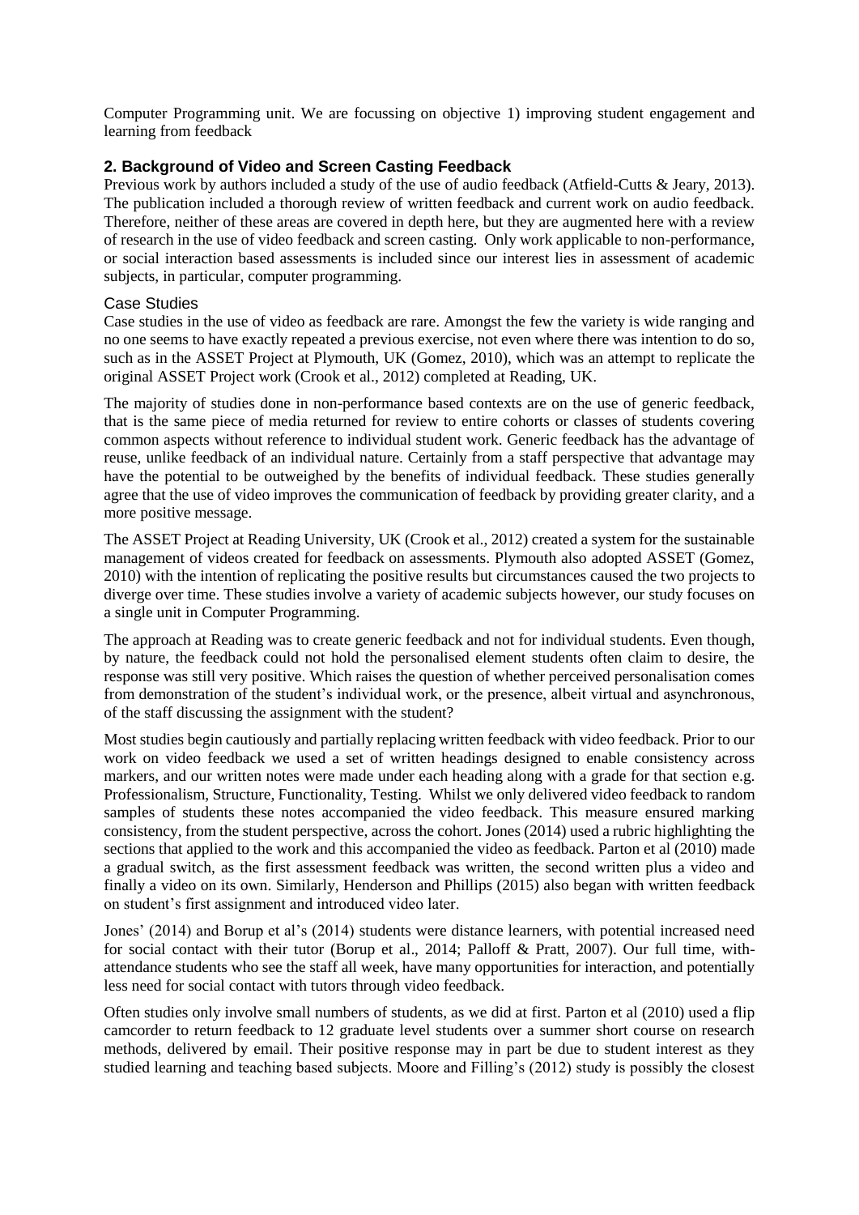Computer Programming unit. We are focussing on objective 1) improving student engagement and learning from feedback

## 2. Background of Video and Screen Casting Feedback

Previous work by authors included a study of the use of audio feedback (Atfield-Cutts & Jeary, 2013). The publication included a thorough review of written feedback and current work on audio feedback. Therefore, neither of these areas are covered in depth here, but they are augmented here with a review of research in the use of video feedback and screen casting. Only work applicable to non-performance, or social interaction based assessments is included since our interest lies in assessment of academic subjects, in particular, computer programming.

### Case Studies

Case studies in the use of video as feedback are rare. Amongst the few the variety is wide ranging and no one seems to have exactly repeated a previous exercise, not even where there was intention to do so, such as in the ASSET Project at Plymouth, UK (Gomez, 2010), which was an attempt to replicate the original ASSET Project work (Crook et al., 2012) completed at Reading, UK.

The majority of studies done in non-performance based contexts are on the use of generic feedback, that is the same piece of media returned for review to entire cohorts or classes of students covering common aspects without reference to individual student work. Generic feedback has the advantage of reuse, unlike feedback of an individual nature. Certainly from a staff perspective that advantage may have the potential to be outweighed by the benefits of individual feedback. These studies generally agree that the use of video improves the communication of feedback by providing greater clarity, and a more positive message.

The ASSET Project at Reading University, UK (Crook et al., 2012) created a system for the sustainable management of videos created for feedback on assessments. Plymouth also adopted ASSET (Gomez, 2010) with the intention of replicating the positive results but circumstances caused the two projects to diverge over time. These studies involve a variety of academic subjects however, our study focuses on a single unit in Computer Programming.

The approach at Reading was to create generic feedback and not for individual students. Even though, by nature, the feedback could not hold the personalised element students often claim to desire, the response was still very positive. Which raises the question of whether perceived personalisation comes from demonstration of the student's individual work, or the presence, albeit virtual and asynchronous, of the staff discussing the assignment with the student?

Most studies begin cautiously and partially replacing written feedback with video feedback. Prior to our work on video feedback we used a set of written headings designed to enable consistency across markers, and our written notes were made under each heading along with a grade for that section e.g. Professionalism, Structure, Functionality, Testing. Whilst we only delivered video feedback to random samples of students these notes accompanied the video feedback. This measure ensured marking consistency, from the student perspective, across the cohort. Jones (2014) used a rubric highlighting the sections that applied to the work and this accompanied the video as feedback. Parton et al (2010) made a gradual switch, as the first assessment feedback was written, the second written plus a video and finally a video on its own. Similarly, Henderson and Phillips (2015) also began with written feedback on student's first assignment and introduced video later.

Jones' (2014) and Borup et al's (2014) students were distance learners, with potential increased need for social contact with their tutor (Borup et al., 2014; Palloff & Pratt, 2007). Our full time, with-attendance students who see the staff all week, have many opportunities for interaction, and potentially less need for social contact with tutors through video feedback.

Often studies only involve small numbers of students, as we did at first. Parton et al (2010) used a flip camcorder to return feedback to 12 graduate level students over a summer short course on research methods, delivered by email. Their positive response may in part be due to student interest as they studied learning and teaching based subjects. Moore and Filling's (2012) study is possibly the closest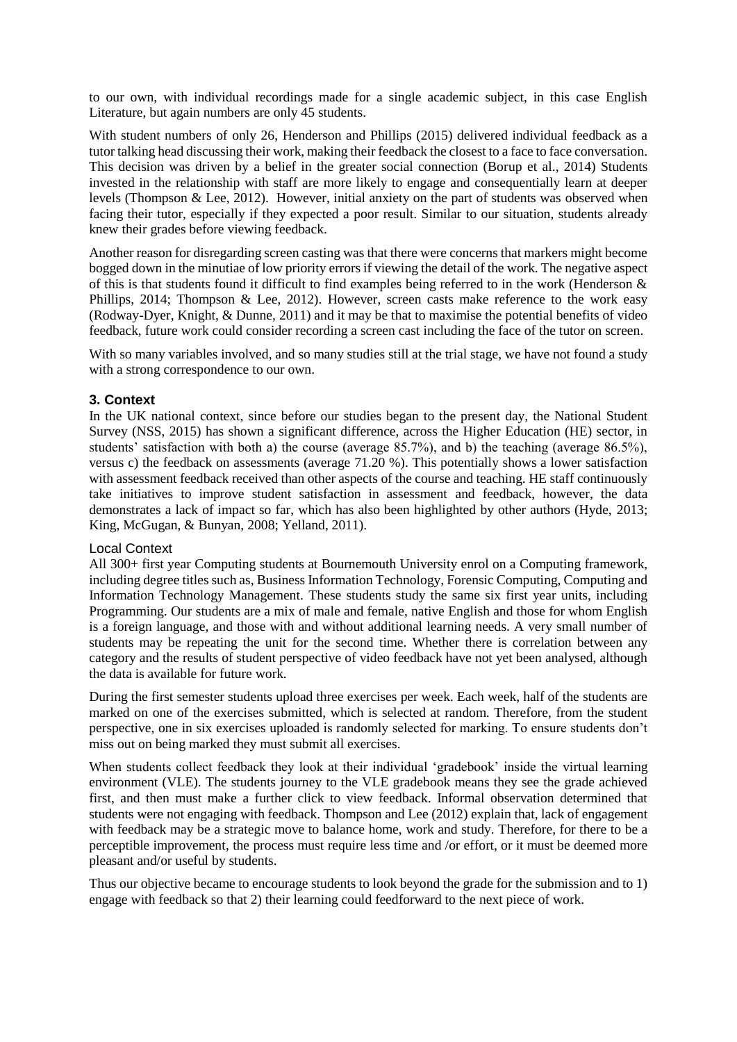to our own, with individual recordings made for a single academic subject, in this case English Literature, but again numbers are only 45 students.

With student numbers of only 26, Henderson and Phillips (2015) delivered individual feedback as a tutor talking head discussing their work, making their feedback the closest to a face to face conversation. This decision was driven by a belief in the greater social connection (Borup et al., 2014) Students invested in the relationship with staff are more likely to engage and consequentially learn at deeper levels (Thompson & Lee, 2012). However, initial anxiety on the part of students was observed when facing their tutor, especially if they expected a poor result. Similar to our situation, students already knew their grades before viewing feedback.

Another reason for disregarding screen casting was that there were concerns that markers might become bogged down in the minutiae of low priority errors if viewing the detail of the work. The negative aspect of this is that students found it difficult to find examples being referred to in the work (Henderson & Phillips, 2014; Thompson & Lee, 2012). However, screen casts make reference to the work easy (Rodway-Dyer, Knight, & Dunne, 2011) and it may be that to maximise the potential benefits of video feedback, future work could consider recording a screen cast including the face of the tutor on screen.

With so many variables involved, and so many studies still at the trial stage, we have not found a study with a strong correspondence to our own.

## 3. Context

In the UK national context, since before our studies began to the present day, the National Student Survey (NSS, 2015) has shown a significant difference, across the Higher Education (HE) sector, in students' satisfaction with both a) the course (average 85.7%), and b) the teaching (average 86.5%), versus c) the feedback on assessments (average 71.20 %). This potentially shows a lower satisfaction with assessment feedback received than other aspects of the course and teaching. HE staff continuously take initiatives to improve student satisfaction in assessment and feedback, however, the data demonstrates a lack of impact so far, which has also been highlighted by other authors (Hyde, 2013; King, McGugan, & Bunyan, 2008; Yelland, 2011).

### Local Context

All 300+ first year Computing students at Bournemouth University enrol on a Computing framework, including degree titles such as, Business Information Technology, Forensic Computing, Computing and Information Technology Management. These students study the same six first year units, including Programming. Our students are a mix of male and female, native English and those for whom English is a foreign language, and those with and without additional learning needs. A very small number of students may be repeating the unit for the second time. Whether there is correlation between any category and the results of student perspective of video feedback have not yet been analysed, although the data is available for future work.

During the first semester students upload three exercises per week. Each week, half of the students are marked on one of the exercises submitted, which is selected at random. Therefore, from the student perspective, one in six exercises uploaded is randomly selected for marking. To ensure students don't miss out on being marked they must submit all exercises.

When students collect feedback they look at their individual 'gradebook' inside the virtual learning environment (VLE). The students journey to the VLE gradebook means they see the grade achieved first, and then must make a further click to view feedback. Informal observation determined that students were not engaging with feedback. Thompson and Lee (2012) explain that, lack of engagement with feedback may be a strategic move to balance home, work and study. Therefore, for there to be a perceptible improvement, the process must require less time and /or effort, or it must be deemed more pleasant and/or useful by students.

Thus our objective became to encourage students to look beyond the grade for the submission and to 1) engage with feedback so that 2) their learning could feedforward to the next piece of work.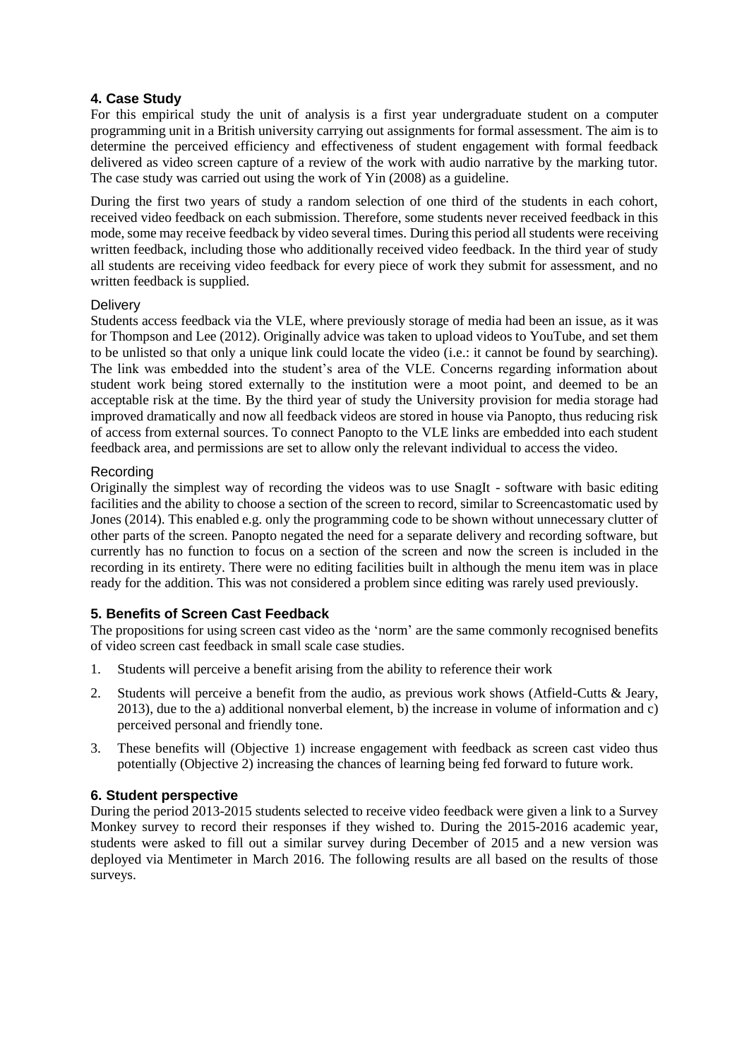## 4. Case Study

For this empirical study the unit of analysis is a first year undergraduate student on a computer programming unit in a British university carrying out assignments for formal assessment. The aim is to determine the perceived efficiency and effectiveness of student engagement with formal feedback delivered as video screen capture of a review of the work with audio narrative by the marking tutor. The case study was carried out using the work of Yin (2008) as a guideline.

During the first two years of study a random selection of one third of the students in each cohort, received video feedback on each submission. Therefore, some students never received feedback in this mode, some may receive feedback by video several times. During this period all students were receiving written feedback, including those who additionally received video feedback. In the third year of study all students are receiving video feedback for every piece of work they submit for assessment, and no written feedback is supplied.

### Delivery

Students access feedback via the VLE, where previously storage of media had been an issue, as it was for Thompson and Lee (2012). Originally advice was taken to upload videos to YouTube, and set them to be unlisted so that only a unique link could locate the video (i.e.: it cannot be found by searching). The link was embedded into the student's area of the VLE. Concerns regarding information about student work being stored externally to the institution were a moot point, and deemed to be an acceptable risk at the time. By the third year of study the University provision for media storage had improved dramatically and now all feedback videos are stored in house via Panopto, thus reducing risk of access from external sources. To connect Panopto to the VLE links are embedded into each student feedback area, and permissions are set to allow only the relevant individual to access the video.

### Recording

Originally the simplest way of recording the videos was to use SnagIt - software with basic editing facilities and the ability to choose a section of the screen to record, similar to Screencastomatic used by Jones (2014). This enabled e.g. only the programming code to be shown without unnecessary clutter of other parts of the screen. Panopto negated the need for a separate delivery and recording software, but currently has no function to focus on a section of the screen and now the screen is included in the recording in its entirety. There were no editing facilities built in although the menu item was in place ready for the addition. This was not considered a problem since editing was rarely used previously.

## 5. Benefits of Screen Cast Feedback

The propositions for using screen cast video as the 'norm' are the same commonly recognised benefits of video screen cast feedback in small scale case studies.

1. Students will perceive a benefit arising from the ability to reference their work
2. Students will perceive a benefit from the audio, as previous work shows (Atfield-Cutts & Jeary, 2013), due to the a) additional nonverbal element, b) the increase in volume of information and c) perceived personal and friendly tone.
3. These benefits will (Objective 1) increase engagement with feedback as screen cast video thus potentially (Objective 2) increasing the chances of learning being fed forward to future work.

## 6. Student perspective

During the period 2013-2015 students selected to receive video feedback were given a link to a Survey Monkey survey to record their responses if they wished to. During the 2015-2016 academic year, students were asked to fill out a similar survey during December of 2015 and a new version was deployed via Mentimeter in March 2016. The following results are all based on the results of those surveys.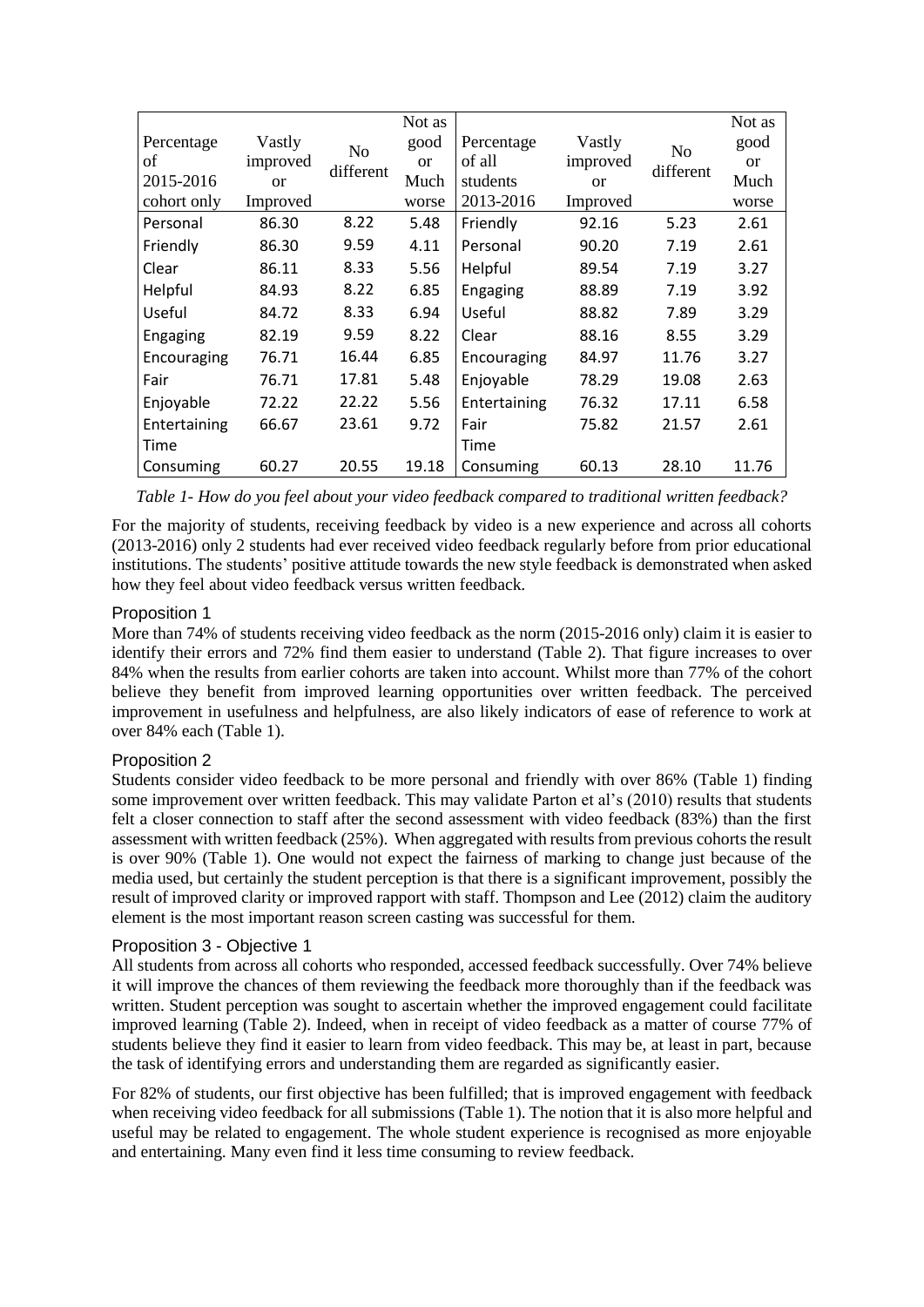| Percentage of 2015-2016 cohort only | Vastly improved or Improved | No different | Not as good or Much worse | Percentage of all students 2013-2016 | Vastly improved or Improved | No different | Not as good or Much worse |
|---|---|---|---|---|---|---|---|
| Personal | 86.30 | 8.22 | 5.48 | Friendly | 92.16 | 5.23 | 2.61 |
| Friendly | 86.30 | 9.59 | 4.11 | Personal | 90.20 | 7.19 | 2.61 |
| Clear | 86.11 | 8.33 | 5.56 | Helpful | 89.54 | 7.19 | 3.27 |
| Helpful | 84.93 | 8.22 | 6.85 | Engaging | 88.89 | 7.19 | 3.92 |
| Useful | 84.72 | 8.33 | 6.94 | Useful | 88.82 | 7.89 | 3.29 |
| Engaging | 82.19 | 9.59 | 8.22 | Clear | 88.16 | 8.55 | 3.29 |
| Encouraging | 76.71 | 16.44 | 6.85 | Encouraging | 84.97 | 11.76 | 3.27 |
| Fair | 76.71 | 17.81 | 5.48 | Enjoyable | 78.29 | 19.08 | 2.63 |
| Enjoyable | 72.22 | 22.22 | 5.56 | Entertaining | 76.32 | 17.11 | 6.58 |
| Entertaining | 66.67 | 23.61 | 9.72 | Fair | 75.82 | 21.57 | 2.61 |
| Time Consuming | 60.27 | 20.55 | 19.18 | Time Consuming | 60.13 | 28.10 | 11.76 |

*Table 1- How do you feel about your video feedback compared to traditional written feedback?*

For the majority of students, receiving feedback by video is a new experience and across all cohorts (2013-2016) only 2 students had ever received video feedback regularly before from prior educational institutions. The students' positive attitude towards the new style feedback is demonstrated when asked how they feel about video feedback versus written feedback.

### Proposition 1

More than 74% of students receiving video feedback as the norm (2015-2016 only) claim it is easier to identify their errors and 72% find them easier to understand (Table 2). That figure increases to over 84% when the results from earlier cohorts are taken into account. Whilst more than 77% of the cohort believe they benefit from improved learning opportunities over written feedback. The perceived improvement in usefulness and helpfulness, are also likely indicators of ease of reference to work at over 84% each (Table 1).

### Proposition 2

Students consider video feedback to be more personal and friendly with over 86% (Table 1) finding some improvement over written feedback. This may validate Parton et al's (2010) results that students felt a closer connection to staff after the second assessment with video feedback (83%) than the first assessment with written feedback (25%). When aggregated with results from previous cohorts the result is over 90% (Table 1). One would not expect the fairness of marking to change just because of the media used, but certainly the student perception is that there is a significant improvement, possibly the result of improved clarity or improved rapport with staff. Thompson and Lee (2012) claim the auditory element is the most important reason screen casting was successful for them.

### Proposition 3 - Objective 1

All students from across all cohorts who responded, accessed feedback successfully. Over 74% believe it will improve the chances of them reviewing the feedback more thoroughly than if the feedback was written. Student perception was sought to ascertain whether the improved engagement could facilitate improved learning (Table 2). Indeed, when in receipt of video feedback as a matter of course 77% of students believe they find it easier to learn from video feedback. This may be, at least in part, because the task of identifying errors and understanding them are regarded as significantly easier.

For 82% of students, our first objective has been fulfilled; that is improved engagement with feedback when receiving video feedback for all submissions (Table 1). The notion that it is also more helpful and useful may be related to engagement. The whole student experience is recognised as more enjoyable and entertaining. Many even find it less time consuming to review feedback.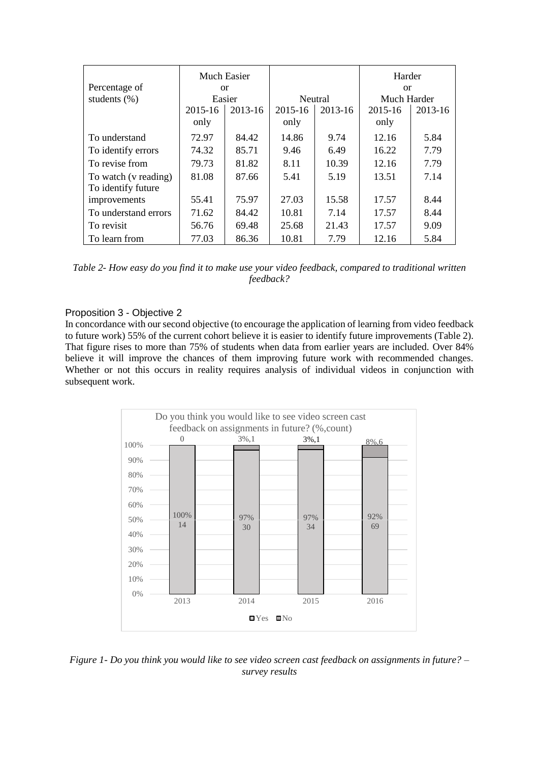| Percentage of students (%) | Much Easier or Easier | | Neutral | | Harder or Much Harder | |
|---|---|---|---|---|---|---|
| | 2015-16 only | 2013-16 | 2015-16 only | 2013-16 | 2015-16 only | 2013-16 |
| To understand | 72.97 | 84.42 | 14.86 | 9.74 | 12.16 | 5.84 |
| To identify errors | 74.32 | 85.71 | 9.46 | 6.49 | 16.22 | 7.79 |
| To revise from | 79.73 | 81.82 | 8.11 | 10.39 | 12.16 | 7.79 |
| To watch (v reading) | 81.08 | 87.66 | 5.41 | 5.19 | 13.51 | 7.14 |
| To identify future improvements | 55.41 | 75.97 | 27.03 | 15.58 | 17.57 | 8.44 |
| To understand errors | 71.62 | 84.42 | 10.81 | 7.14 | 17.57 | 8.44 |
| To revisit | 56.76 | 69.48 | 25.68 | 21.43 | 17.57 | 9.09 |
| To learn from | 77.03 | 86.36 | 10.81 | 7.79 | 12.16 | 5.84 |

*Table 2- How easy do you find it to make use your video feedback, compared to traditional written feedback?*

### Proposition 3 - Objective 2

In concordance with our second objective (to encourage the application of learning from video feedback to future work) 55% of the current cohort believe it is easier to identify future improvements (Table 2). That figure rises to more than 75% of students when data from earlier years are included. Over 84% believe it will improve the chances of them improving future work with recommended changes. Whether or not this occurs in reality requires analysis of individual videos in conjunction with subsequent work.

| Do you think you would like to see video screen cast feedback on assignments in future? (%,count) | 2013 | 2014 | 2015 | 2016 |
|---|---|---|---|---|
| Yes | 100%, 14 | 97%, 30 | 97%, 34 | 92%, 69 |
| No | 0 | 3%,1 | 3%,1 | 8%,6 |

*Figure 1- Do you think you would like to see video screen cast feedback on assignments in future? – survey results*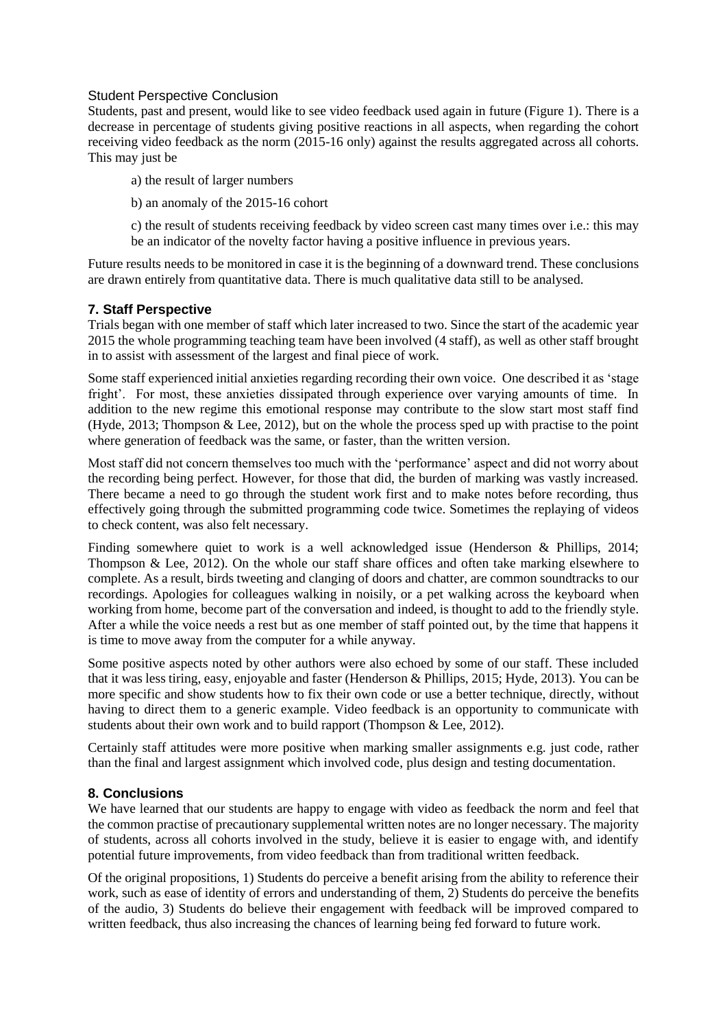### Student Perspective Conclusion

Students, past and present, would like to see video feedback used again in future (Figure 1). There is a decrease in percentage of students giving positive reactions in all aspects, when regarding the cohort receiving video feedback as the norm (2015-16 only) against the results aggregated across all cohorts. This may just be

a) the result of larger numbers

b) an anomaly of the 2015-16 cohort

c) the result of students receiving feedback by video screen cast many times over i.e.: this may be an indicator of the novelty factor having a positive influence in previous years.

Future results needs to be monitored in case it is the beginning of a downward trend. These conclusions are drawn entirely from quantitative data. There is much qualitative data still to be analysed.

## 7. Staff Perspective

Trials began with one member of staff which later increased to two. Since the start of the academic year 2015 the whole programming teaching team have been involved (4 staff), as well as other staff brought in to assist with assessment of the largest and final piece of work.

Some staff experienced initial anxieties regarding recording their own voice. One described it as 'stage fright'. For most, these anxieties dissipated through experience over varying amounts of time. In addition to the new regime this emotional response may contribute to the slow start most staff find (Hyde, 2013; Thompson & Lee, 2012), but on the whole the process sped up with practise to the point where generation of feedback was the same, or faster, than the written version.

Most staff did not concern themselves too much with the 'performance' aspect and did not worry about the recording being perfect. However, for those that did, the burden of marking was vastly increased. There became a need to go through the student work first and to make notes before recording, thus effectively going through the submitted programming code twice. Sometimes the replaying of videos to check content, was also felt necessary.

Finding somewhere quiet to work is a well acknowledged issue (Henderson & Phillips, 2014; Thompson & Lee, 2012). On the whole our staff share offices and often take marking elsewhere to complete. As a result, birds tweeting and clanging of doors and chatter, are common soundtracks to our recordings. Apologies for colleagues walking in noisily, or a pet walking across the keyboard when working from home, become part of the conversation and indeed, is thought to add to the friendly style. After a while the voice needs a rest but as one member of staff pointed out, by the time that happens it is time to move away from the computer for a while anyway.

Some positive aspects noted by other authors were also echoed by some of our staff. These included that it was less tiring, easy, enjoyable and faster (Henderson & Phillips, 2015; Hyde, 2013). You can be more specific and show students how to fix their own code or use a better technique, directly, without having to direct them to a generic example. Video feedback is an opportunity to communicate with students about their own work and to build rapport (Thompson & Lee, 2012).

Certainly staff attitudes were more positive when marking smaller assignments e.g. just code, rather than the final and largest assignment which involved code, plus design and testing documentation.

## 8. Conclusions

We have learned that our students are happy to engage with video as feedback the norm and feel that the common practise of precautionary supplemental written notes are no longer necessary. The majority of students, across all cohorts involved in the study, believe it is easier to engage with, and identify potential future improvements, from video feedback than from traditional written feedback.

Of the original propositions, 1) Students do perceive a benefit arising from the ability to reference their work, such as ease of identity of errors and understanding of them, 2) Students do perceive the benefits of the audio, 3) Students do believe their engagement with feedback will be improved compared to written feedback, thus also increasing the chances of learning being fed forward to future work.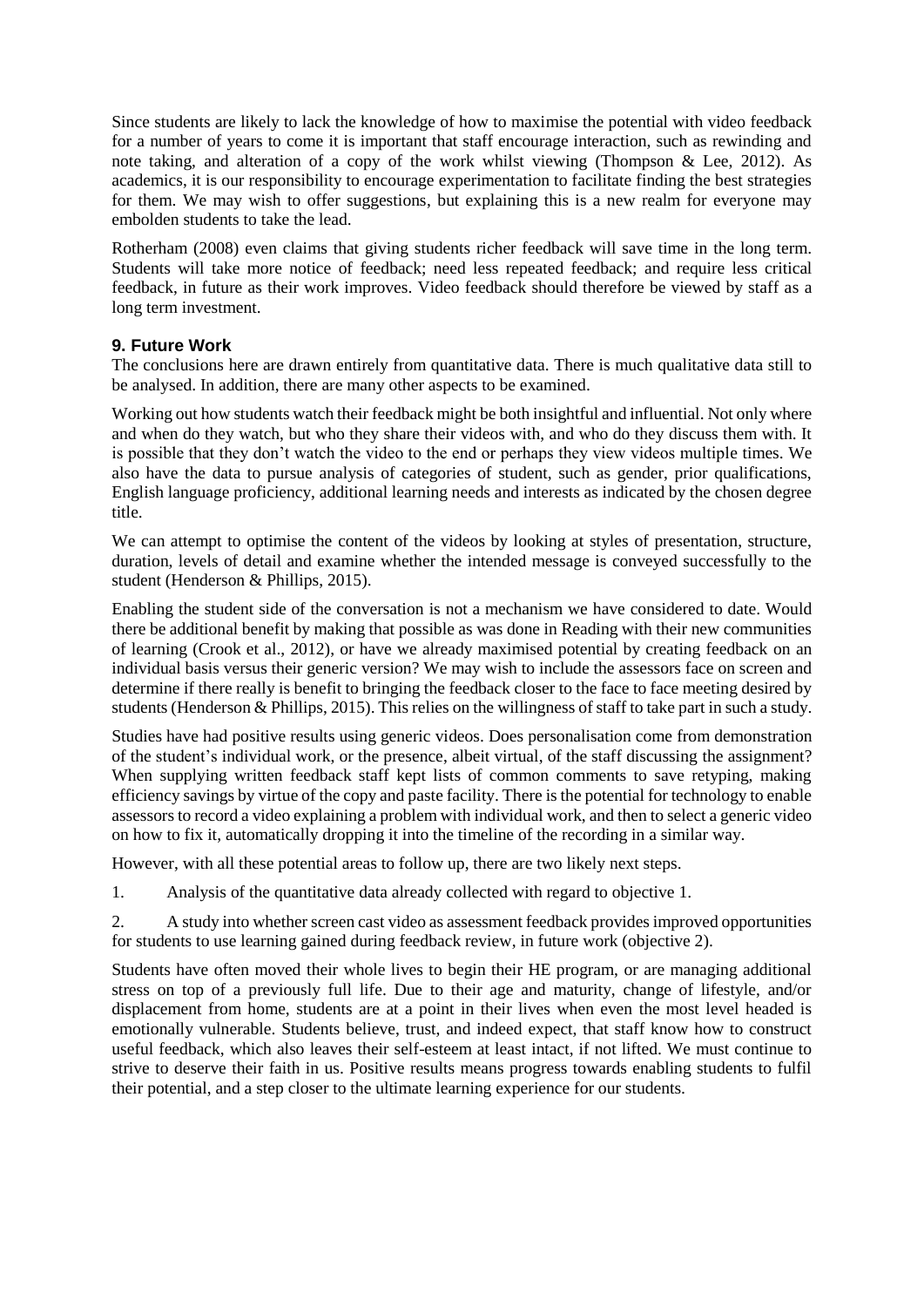Since students are likely to lack the knowledge of how to maximise the potential with video feedback for a number of years to come it is important that staff encourage interaction, such as rewinding and note taking, and alteration of a copy of the work whilst viewing (Thompson & Lee, 2012). As academics, it is our responsibility to encourage experimentation to facilitate finding the best strategies for them. We may wish to offer suggestions, but explaining this is a new realm for everyone may embolden students to take the lead.

Rotherham (2008) even claims that giving students richer feedback will save time in the long term. Students will take more notice of feedback; need less repeated feedback; and require less critical feedback, in future as their work improves. Video feedback should therefore be viewed by staff as a long term investment.

### 9. Future Work

The conclusions here are drawn entirely from quantitative data. There is much qualitative data still to be analysed. In addition, there are many other aspects to be examined.

Working out how students watch their feedback might be both insightful and influential. Not only where and when do they watch, but who they share their videos with, and who do they discuss them with. It is possible that they don't watch the video to the end or perhaps they view videos multiple times. We also have the data to pursue analysis of categories of student, such as gender, prior qualifications, English language proficiency, additional learning needs and interests as indicated by the chosen degree title.

We can attempt to optimise the content of the videos by looking at styles of presentation, structure, duration, levels of detail and examine whether the intended message is conveyed successfully to the student (Henderson & Phillips, 2015).

Enabling the student side of the conversation is not a mechanism we have considered to date. Would there be additional benefit by making that possible as was done in Reading with their new communities of learning (Crook et al., 2012), or have we already maximised potential by creating feedback on an individual basis versus their generic version? We may wish to include the assessors face on screen and determine if there really is benefit to bringing the feedback closer to the face to face meeting desired by students (Henderson & Phillips, 2015). This relies on the willingness of staff to take part in such a study.

Studies have had positive results using generic videos. Does personalisation come from demonstration of the student's individual work, or the presence, albeit virtual, of the staff discussing the assignment? When supplying written feedback staff kept lists of common comments to save retyping, making efficiency savings by virtue of the copy and paste facility. There is the potential for technology to enable assessors to record a video explaining a problem with individual work, and then to select a generic video on how to fix it, automatically dropping it into the timeline of the recording in a similar way.

However, with all these potential areas to follow up, there are two likely next steps.

1. Analysis of the quantitative data already collected with regard to objective 1.

2. A study into whether screen cast video as assessment feedback provides improved opportunities for students to use learning gained during feedback review, in future work (objective 2).

Students have often moved their whole lives to begin their HE program, or are managing additional stress on top of a previously full life. Due to their age and maturity, change of lifestyle, and/or displacement from home, students are at a point in their lives when even the most level headed is emotionally vulnerable. Students believe, trust, and indeed expect, that staff know how to construct useful feedback, which also leaves their self-esteem at least intact, if not lifted. We must continue to strive to deserve their faith in us. Positive results means progress towards enabling students to fulfil their potential, and a step closer to the ultimate learning experience for our students.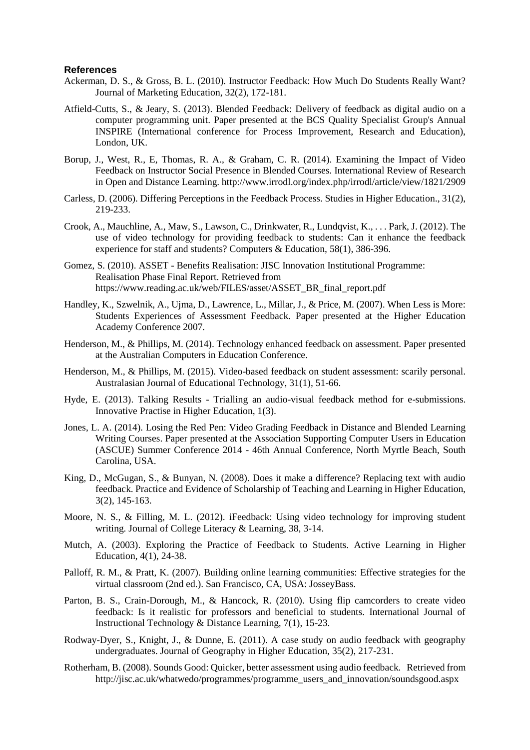## References

Ackerman, D. S., & Gross, B. L. (2010). Instructor Feedback: How Much Do Students Really Want? Journal of Marketing Education, 32(2), 172-181.

Atfield-Cutts, S., & Jeary, S. (2013). Blended Feedback: Delivery of feedback as digital audio on a computer programming unit. Paper presented at the BCS Quality Specialist Group's Annual INSPIRE (International conference for Process Improvement, Research and Education), London, UK.

Borup, J., West, R., E, Thomas, R. A., & Graham, C. R. (2014). Examining the Impact of Video Feedback on Instructor Social Presence in Blended Courses. International Review of Research in Open and Distance Learning. http://www.irrodl.org/index.php/irrodl/article/view/1821/2909

Carless, D. (2006). Differing Perceptions in the Feedback Process. Studies in Higher Education., 31(2), 219-233.

Crook, A., Mauchline, A., Maw, S., Lawson, C., Drinkwater, R., Lundqvist, K., . . . Park, J. (2012). The use of video technology for providing feedback to students: Can it enhance the feedback experience for staff and students? Computers & Education, 58(1), 386-396.

Gomez, S. (2010). ASSET - Benefits Realisation: JISC Innovation Institutional Programme: Realisation Phase Final Report. Retrieved from https://www.reading.ac.uk/web/FILES/asset/ASSET_BR_final_report.pdf

Handley, K., Szwelnik, A., Ujma, D., Lawrence, L., Millar, J., & Price, M. (2007). When Less is More: Students Experiences of Assessment Feedback. Paper presented at the Higher Education Academy Conference 2007.

Henderson, M., & Phillips, M. (2014). Technology enhanced feedback on assessment. Paper presented at the Australian Computers in Education Conference.

Henderson, M., & Phillips, M. (2015). Video-based feedback on student assessment: scarily personal. Australasian Journal of Educational Technology, 31(1), 51-66.

Hyde, E. (2013). Talking Results - Trialling an audio-visual feedback method for e-submissions. Innovative Practise in Higher Education, 1(3).

Jones, L. A. (2014). Losing the Red Pen: Video Grading Feedback in Distance and Blended Learning Writing Courses. Paper presented at the Association Supporting Computer Users in Education (ASCUE) Summer Conference 2014 - 46th Annual Conference, North Myrtle Beach, South Carolina, USA.

King, D., McGugan, S., & Bunyan, N. (2008). Does it make a difference? Replacing text with audio feedback. Practice and Evidence of Scholarship of Teaching and Learning in Higher Education, 3(2), 145-163.

Moore, N. S., & Filling, M. L. (2012). iFeedback: Using video technology for improving student writing. Journal of College Literacy & Learning, 38, 3-14.

Mutch, A. (2003). Exploring the Practice of Feedback to Students. Active Learning in Higher Education, 4(1), 24-38.

Palloff, R. M., & Pratt, K. (2007). Building online learning communities: Effective strategies for the virtual classroom (2nd ed.). San Francisco, CA, USA: JosseyBass.

Parton, B. S., Crain-Dorough, M., & Hancock, R. (2010). Using flip camcorders to create video feedback: Is it realistic for professors and beneficial to students. International Journal of Instructional Technology & Distance Learning, 7(1), 15-23.

Rodway-Dyer, S., Knight, J., & Dunne, E. (2011). A case study on audio feedback with geography undergraduates. Journal of Geography in Higher Education, 35(2), 217-231.

Rotherham, B. (2008). Sounds Good: Quicker, better assessment using audio feedback. Retrieved from http://jisc.ac.uk/whatwedo/programmes/programme_users_and_innovation/soundsgood.aspx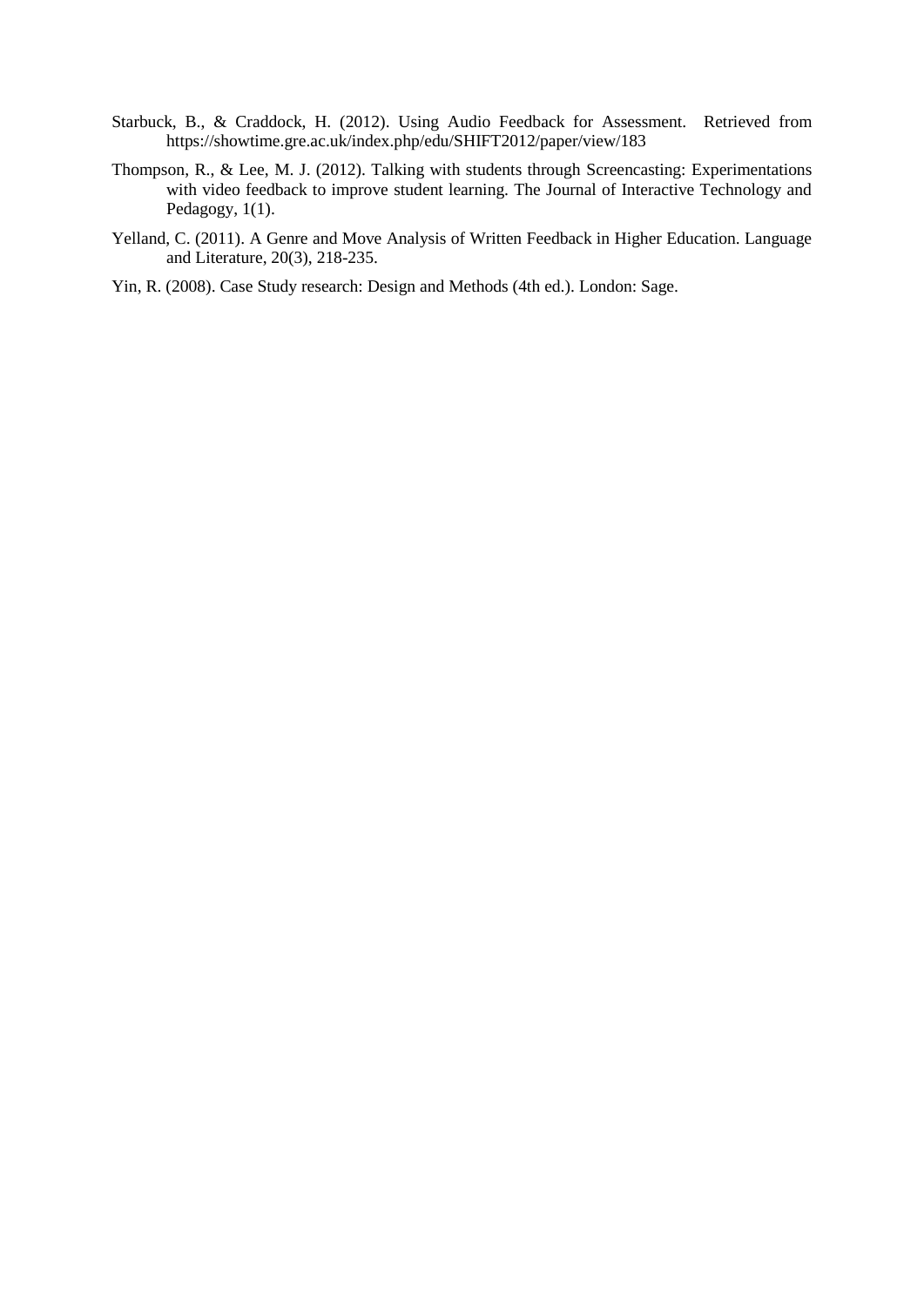Starbuck, B., & Craddock, H. (2012). Using Audio Feedback for Assessment. Retrieved from https://showtime.gre.ac.uk/index.php/edu/SHIFT2012/paper/view/183

Thompson, R., & Lee, M. J. (2012). Talking with students through Screencasting: Experimentations with video feedback to improve student learning. The Journal of Interactive Technology and Pedagogy, 1(1).

Yelland, C. (2011). A Genre and Move Analysis of Written Feedback in Higher Education. Language and Literature, 20(3), 218-235.

Yin, R. (2008). Case Study research: Design and Methods (4th ed.). London: Sage.